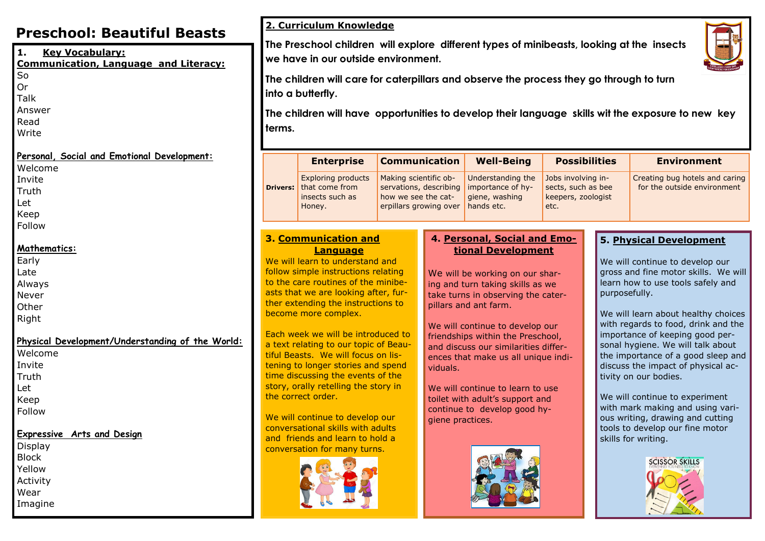# Preschool: Beautiful Beasts

## 1. Key Vocabulary:

**Communication, Language and Literacy:**

So
Or
Talk
Answer
Read
Write

**Personal, Social and Emotional Development:**

Welcome
Invite
Truth
Let
Keep
Follow

**Mathematics:**

Early
Late
Always
Never
Other
Right

**Physical Development/Understanding of the World:**

Welcome
Invite
Truth
Let
Keep
Follow

**Expressive Arts and Design**

Display
Block
Yellow
Activity
Wear
Imagine

## 2. Curriculum Knowledge

**The Preschool children will explore different types of minibeasts, looking at the insects we have in our outside environment.**

**The children will care for caterpillars and observe the process they go through to turn into a butterfly.**

**The children will have opportunities to develop their language skills wit the exposure to new key terms.**

| | Enterprise | Communication | Well-Being | Possibilities | Environment |
|---|---|---|---|---|---|
| **Drivers:** | Exploring products that come from insects such as Honey. | Making scientific observations, describing how we see the caterpillars growing over | Understanding the importance of hygiene, washing hands etc. | Jobs involving insects, such as bee keepers, zoologist etc. | Creating bug hotels and caring for the outside environment |

## 3. Communication and Language

We will learn to understand and follow simple instructions relating to the care routines of the minibeasts that we are looking after, further extending the instructions to become more complex.

Each week we will be introduced to a text relating to our topic of Beautiful Beasts. We will focus on listening to longer stories and spend time discussing the events of the story, orally retelling the story in the correct order.

We will continue to develop our conversational skills with adults and friends and learn to hold a conversation for many turns.

## 4. Personal, Social and Emotional Development

We will be working on our sharing and turn taking skills as we take turns in observing the caterpillars and ant farm.

We will continue to develop our friendships within the Preschool, and discuss our similarities differences that make us all unique individuals.

We will continue to learn to use toilet with adult's support and continue to develop good hygiene practices.

## 5. Physical Development

We will continue to develop our gross and fine motor skills. We will learn how to use tools safely and purposefully.

We will learn about healthy choices with regards to food, drink and the importance of keeping good personal hygiene. We will talk about the importance of a good sleep and discuss the impact of physical activity on our bodies.

We will continue to experiment with mark making and using various writing, drawing and cutting tools to develop our fine motor skills for writing.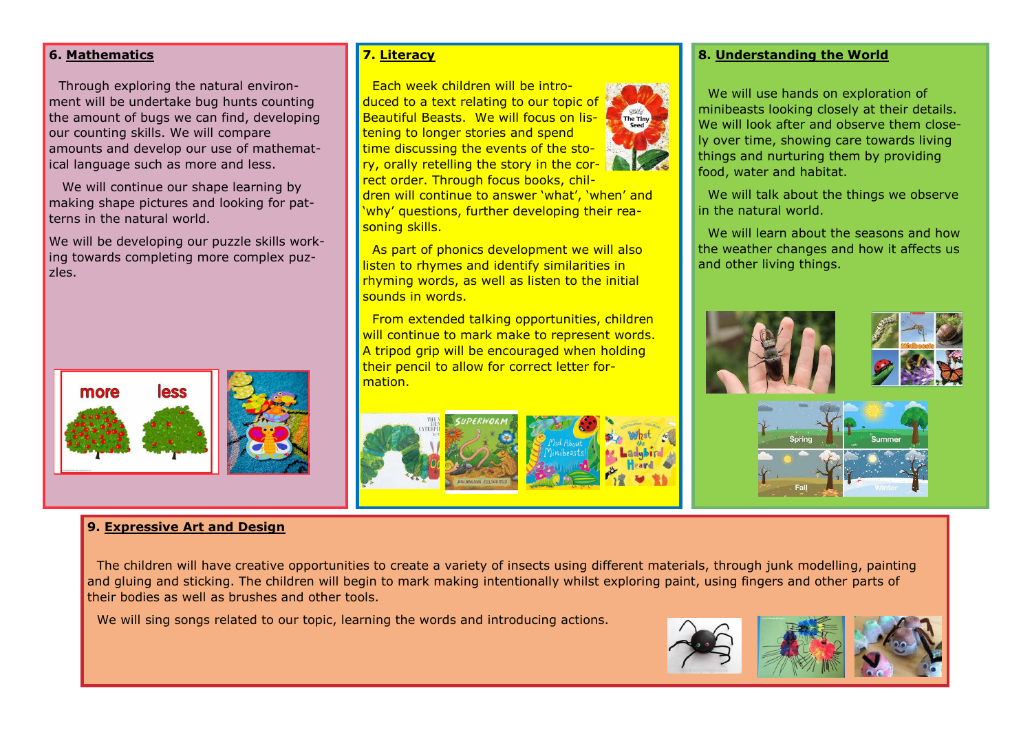## 6. Mathematics

Through exploring the natural environment will be undertake bug hunts counting the amount of bugs we can find, developing our counting skills. We will compare amounts and develop our use of mathematical language such as more and less.

We will continue our shape learning by making shape pictures and looking for patterns in the natural world.

We will be developing our puzzle skills working towards completing more complex puzzles.

## 7. Literacy

Each week children will be introduced to a text relating to our topic of Beautiful Beasts. We will focus on listening to longer stories and spend time discussing the events of the story, orally retelling the story in the correct order. Through focus books, children will continue to answer 'what', 'when' and 'why' questions, further developing their reasoning skills.

As part of phonics development we will also listen to rhymes and identify similarities in rhyming words, as well as listen to the initial sounds in words.

From extended talking opportunities, children will continue to mark make to represent words. A tripod grip will be encouraged when holding their pencil to allow for correct letter formation.

## 8. Understanding the World

We will use hands on exploration of minibeasts looking closely at their details. We will look after and observe them closely over time, showing care towards living things and nurturing them by providing food, water and habitat.

We will talk about the things we observe in the natural world.

We will learn about the seasons and how the weather changes and how it affects us and other living things.

## 9. Expressive Art and Design

The children will have creative opportunities to create a variety of insects using different materials, through junk modelling, painting and gluing and sticking. The children will begin to mark making intentionally whilst exploring paint, using fingers and other parts of their bodies as well as brushes and other tools.

We will sing songs related to our topic, learning the words and introducing actions.